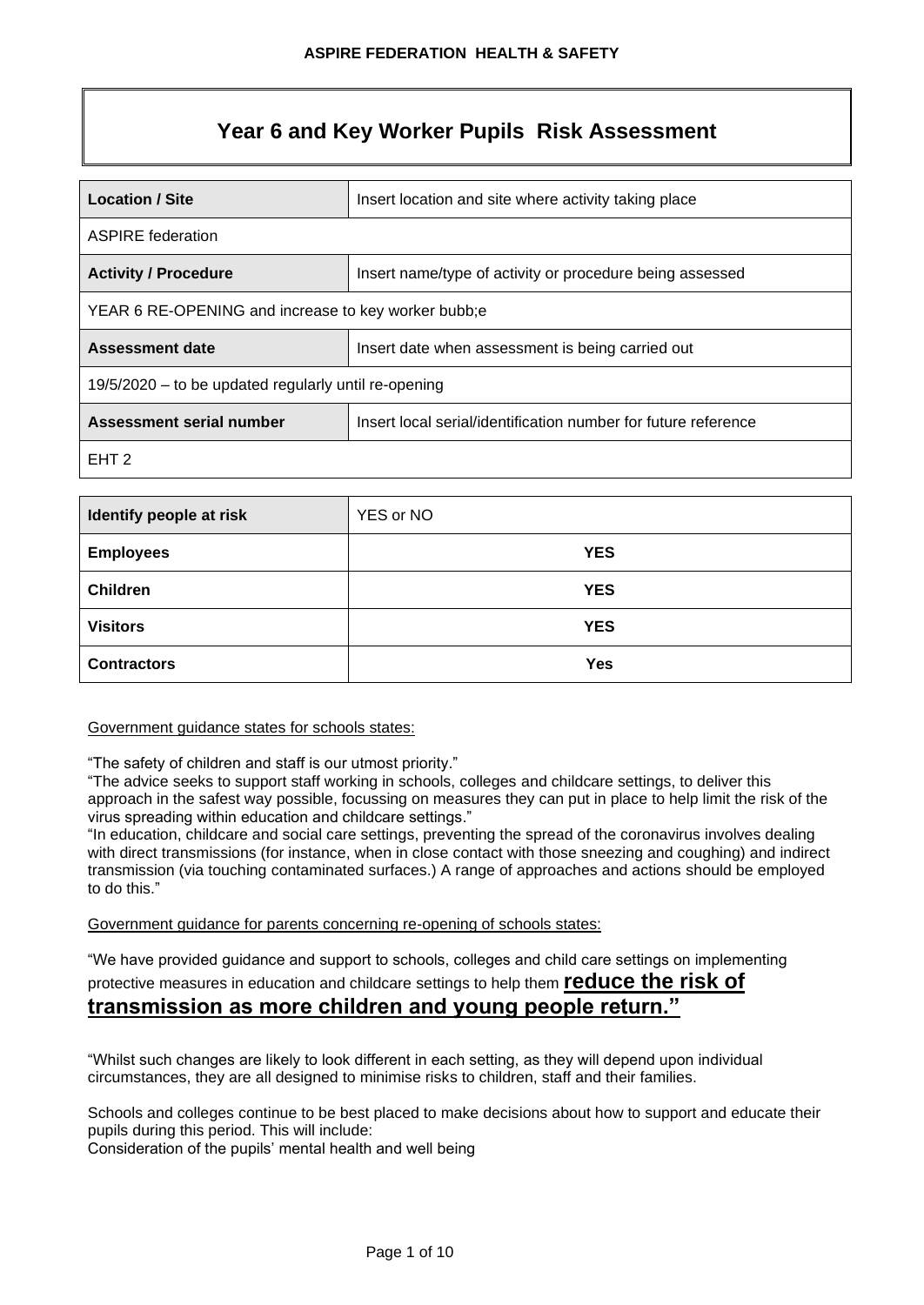**ASPIRE FEDERATION HEALTH & SAFETY**

# Year 6 and Key Worker Pupils Risk Assessment

| **Location / Site** | Insert location and site where activity taking place |
|---|---|
| ASPIRE federation | |
| **Activity / Procedure** | Insert name/type of activity or procedure being assessed |
| YEAR 6 RE-OPENING and increase to key worker bubb;e | |
| **Assessment date** | Insert date when assessment is being carried out |
| 19/5/2020 – to be updated regularly until re-opening | |
| **Assessment serial number** | Insert local serial/identification number for future reference |
| EHT 2 | |

| **Identify people at risk** | YES or NO |
|---|---|
| **Employees** | **YES** |
| **Children** | **YES** |
| **Visitors** | **YES** |
| **Contractors** | **Yes** |

Government guidance states for schools states:

"The safety of children and staff is our utmost priority."
"The advice seeks to support staff working in schools, colleges and childcare settings, to deliver this approach in the safest way possible, focussing on measures they can put in place to help limit the risk of the virus spreading within education and childcare settings."
"In education, childcare and social care settings, preventing the spread of the coronavirus involves dealing with direct transmissions (for instance, when in close contact with those sneezing and coughing) and indirect transmission (via touching contaminated surfaces.) A range of approaches and actions should be employed to do this."

Government guidance for parents concerning re-opening of schools states:

"We have provided guidance and support to schools, colleges and child care settings on implementing protective measures in education and childcare settings to help them **reduce the risk of transmission as more children and young people return."**

"Whilst such changes are likely to look different in each setting, as they will depend upon individual circumstances, they are all designed to minimise risks to children, staff and their families.

Schools and colleges continue to be best placed to make decisions about how to support and educate their pupils during this period. This will include:
Consideration of the pupils' mental health and well being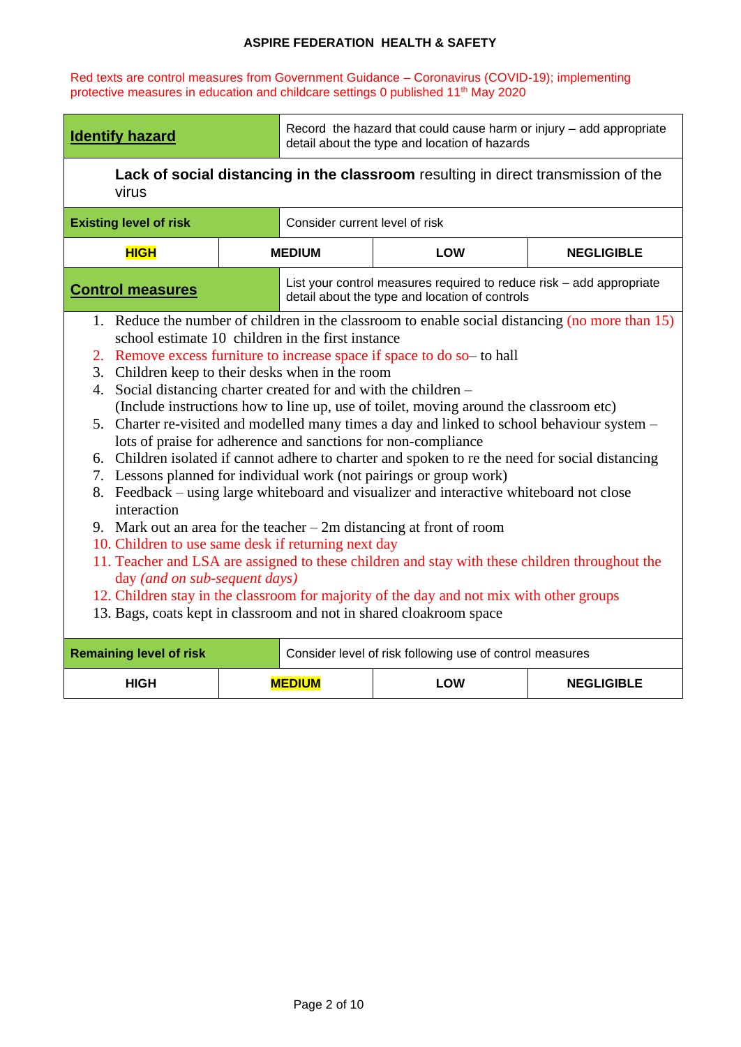**ASPIRE FEDERATION HEALTH & SAFETY**

Red texts are control measures from Government Guidance – Coronavirus (COVID-19); implementing protective measures in education and childcare settings 0 published 11th May 2020

| **Identify hazard** | Record the hazard that could cause harm or injury – add appropriate detail about the type and location of hazards | | |
|---|---|---|---|
| **Lack of social distancing in the classroom** resulting in direct transmission of the virus | | | |
| **Existing level of risk** | Consider current level of risk | | |
| **HIGH** | MEDIUM | LOW | NEGLIGIBLE |
| **Control measures** | List your control measures required to reduce risk – add appropriate detail about the type and location of controls | | |

1. Reduce the number of children in the classroom to enable social distancing (no more than 15) school estimate 10 children in the first instance
2. Remove excess furniture to increase space if space to do so– to hall
3. Children keep to their desks when in the room
4. Social distancing charter created for and with the children – (Include instructions how to line up, use of toilet, moving around the classroom etc)
5. Charter re-visited and modelled many times a day and linked to school behaviour system – lots of praise for adherence and sanctions for non-compliance
6. Children isolated if cannot adhere to charter and spoken to re the need for social distancing
7. Lessons planned for individual work (not pairings or group work)
8. Feedback – using large whiteboard and visualizer and interactive whiteboard not close interaction
9. Mark out an area for the teacher – 2m distancing at front of room
10. Children to use same desk if returning next day
11. Teacher and LSA are assigned to these children and stay with these children throughout the day *(and on sub-sequent days)*
12. Children stay in the classroom for majority of the day and not mix with other groups
13. Bags, coats kept in classroom and not in shared cloakroom space

| **Remaining level of risk** | Consider level of risk following use of control measures | | |
|---|---|---|---|
| HIGH | **MEDIUM** | LOW | NEGLIGIBLE |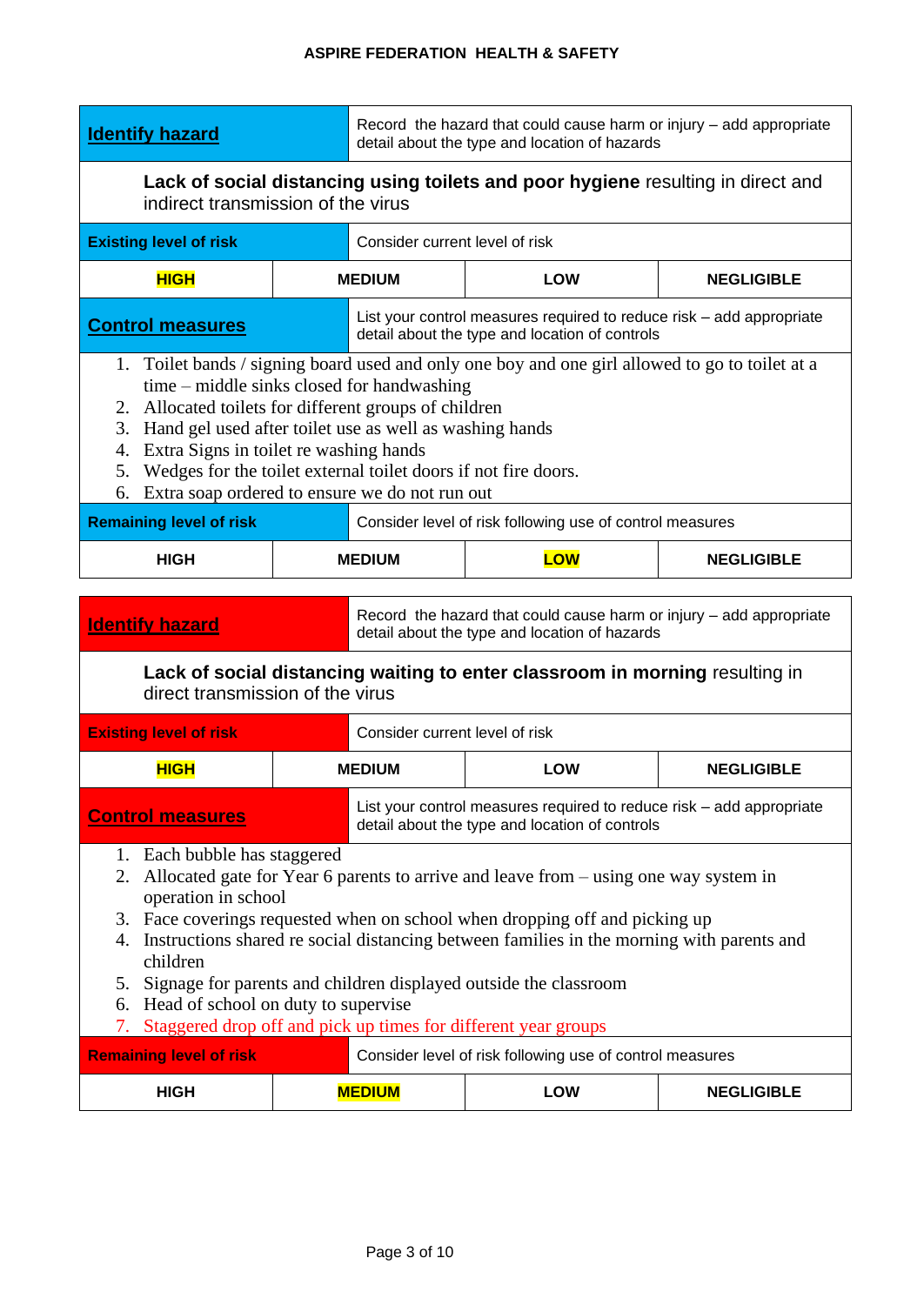| **Identify hazard** | Record the hazard that could cause harm or injury – add appropriate detail about the type and location of hazards | | |
|---|---|---|---|
| **Lack of social distancing using toilets and poor hygiene** resulting in direct and indirect transmission of the virus | | | |
| **Existing level of risk** | Consider current level of risk | | |
| **HIGH** | **MEDIUM** | **LOW** | **NEGLIGIBLE** |
| **Control measures** | List your control measures required to reduce risk – add appropriate detail about the type and location of controls | | |
| 1. Toilet bands / signing board used and only one boy and one girl allowed to go to toilet at a time – middle sinks closed for handwashing<br>2. Allocated toilets for different groups of children<br>3. Hand gel used after toilet use as well as washing hands<br>4. Extra Signs in toilet re washing hands<br>5. Wedges for the toilet external toilet doors if not fire doors.<br>6. Extra soap ordered to ensure we do not run out | | | |
| **Remaining level of risk** | Consider level of risk following use of control measures | | |
| **HIGH** | **MEDIUM** | **LOW** | **NEGLIGIBLE** |

| **Identify hazard** | Record the hazard that could cause harm or injury – add appropriate detail about the type and location of hazards | | |
|---|---|---|---|
| **Lack of social distancing waiting to enter classroom in morning** resulting in direct transmission of the virus | | | |
| **Existing level of risk** | Consider current level of risk | | |
| **HIGH** | **MEDIUM** | **LOW** | **NEGLIGIBLE** |
| **Control measures** | List your control measures required to reduce risk – add appropriate detail about the type and location of controls | | |
| 1. Each bubble has staggered<br>2. Allocated gate for Year 6 parents to arrive and leave from – using one way system in operation in school<br>3. Face coverings requested when on school when dropping off and picking up<br>4. Instructions shared re social distancing between families in the morning with parents and children<br>5. Signage for parents and children displayed outside the classroom<br>6. Head of school on duty to supervise<br>7. Staggered drop off and pick up times for different year groups | | | |
| **Remaining level of risk** | Consider level of risk following use of control measures | | |
| **HIGH** | **MEDIUM** | **LOW** | **NEGLIGIBLE** |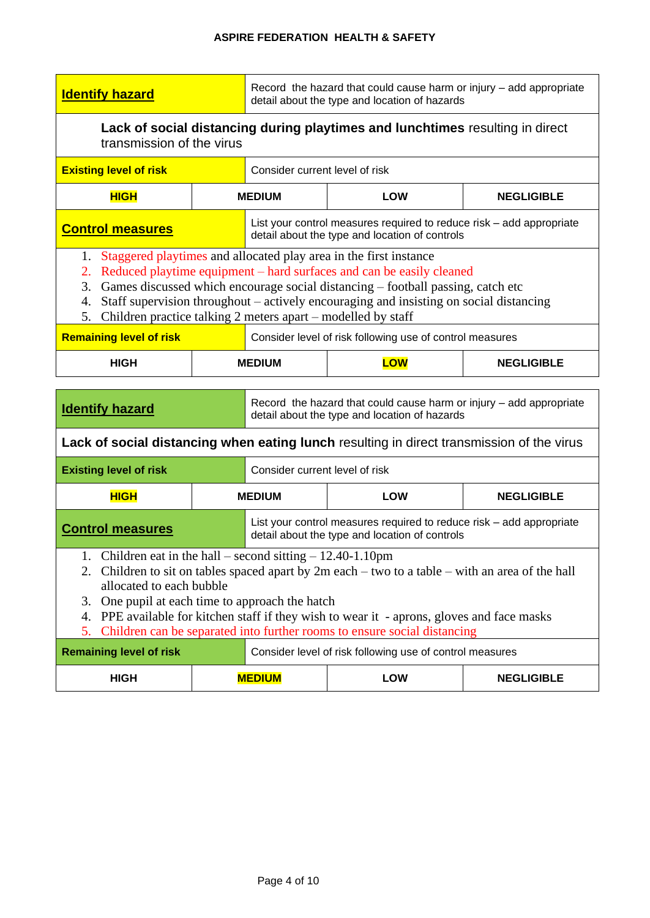| **Identify hazard** | Record the hazard that could cause harm or injury – add appropriate detail about the type and location of hazards | | |
|---|---|---|---|
| **Lack of social distancing during playtimes and lunchtimes** resulting in direct transmission of the virus | | | |
| **Existing level of risk** | Consider current level of risk | | |
| **HIGH** | MEDIUM | LOW | NEGLIGIBLE |
| **Control measures** | List your control measures required to reduce risk – add appropriate detail about the type and location of controls | | |
| 1. Staggered playtimes and allocated play area in the first instance<br>2. Reduced playtime equipment – hard surfaces and can be easily cleaned<br>3. Games discussed which encourage social distancing – football passing, catch etc<br>4. Staff supervision throughout – actively encouraging and insisting on social distancing<br>5. Children practice talking 2 meters apart – modelled by staff | | | |
| **Remaining level of risk** | Consider level of risk following use of control measures | | |
| HIGH | MEDIUM | **LOW** | NEGLIGIBLE |

| **Identify hazard** | Record the hazard that could cause harm or injury – add appropriate detail about the type and location of hazards | | |
|---|---|---|---|
| **Lack of social distancing when eating lunch** resulting in direct transmission of the virus | | | |
| **Existing level of risk** | Consider current level of risk | | |
| **HIGH** | MEDIUM | LOW | NEGLIGIBLE |
| **Control measures** | List your control measures required to reduce risk – add appropriate detail about the type and location of controls | | |
| 1. Children eat in the hall – second sitting – 12.40-1.10pm<br>2. Children to sit on tables spaced apart by 2m each – two to a table – with an area of the hall allocated to each bubble<br>3. One pupil at each time to approach the hatch<br>4. PPE available for kitchen staff if they wish to wear it - aprons, gloves and face masks<br>5. Children can be separated into further rooms to ensure social distancing | | | |
| **Remaining level of risk** | Consider level of risk following use of control measures | | |
| HIGH | **MEDIUM** | LOW | NEGLIGIBLE |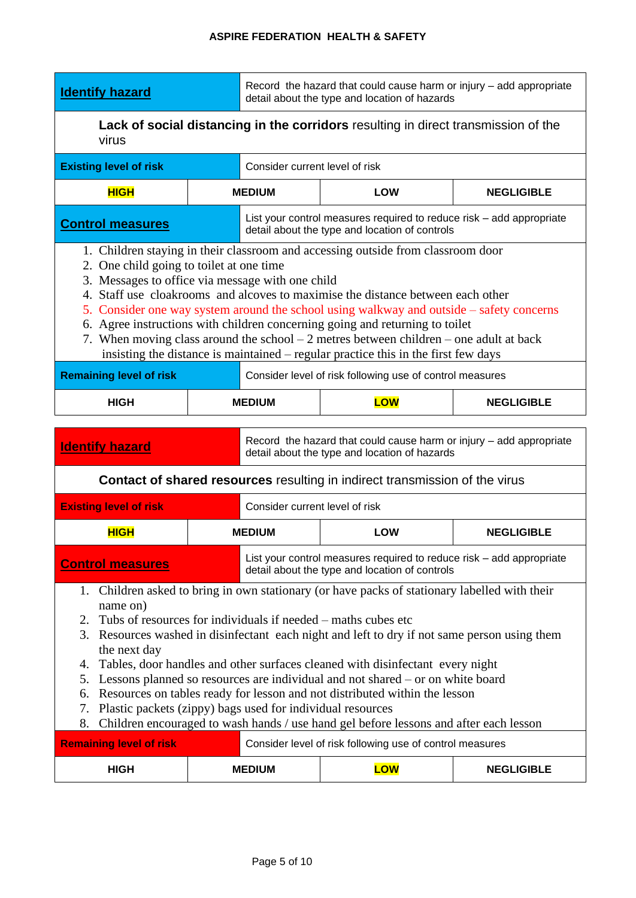| **Identify hazard** | Record the hazard that could cause harm or injury – add appropriate detail about the type and location of hazards | | |
|---|---|---|---|
| **Lack of social distancing in the corridors** resulting in direct transmission of the virus | | | |
| **Existing level of risk** | Consider current level of risk | | |
| **HIGH** | MEDIUM | LOW | NEGLIGIBLE |
| **Control measures** | List your control measures required to reduce risk – add appropriate detail about the type and location of controls | | |
| 1. Children staying in their classroom and accessing outside from classroom door<br>2. One child going to toilet at one time<br>3. Messages to office via message with one child<br>4. Staff use cloakrooms and alcoves to maximise the distance between each other<br>5. Consider one way system around the school using walkway and outside – safety concerns<br>6. Agree instructions with children concerning going and returning to toilet<br>7. When moving class around the school – 2 metres between children – one adult at back insisting the distance is maintained – regular practice this in the first few days | | | |
| **Remaining level of risk** | Consider level of risk following use of control measures | | |
| HIGH | MEDIUM | **LOW** | NEGLIGIBLE |

| **Identify hazard** | Record the hazard that could cause harm or injury – add appropriate detail about the type and location of hazards | | |
|---|---|---|---|
| **Contact of shared resources** resulting in indirect transmission of the virus | | | |
| **Existing level of risk** | Consider current level of risk | | |
| **HIGH** | MEDIUM | LOW | NEGLIGIBLE |
| **Control measures** | List your control measures required to reduce risk – add appropriate detail about the type and location of controls | | |
| 1. Children asked to bring in own stationary (or have packs of stationary labelled with their name on)<br>2. Tubs of resources for individuals if needed – maths cubes etc<br>3. Resources washed in disinfectant each night and left to dry if not same person using them the next day<br>4. Tables, door handles and other surfaces cleaned with disinfectant every night<br>5. Lessons planned so resources are individual and not shared – or on white board<br>6. Resources on tables ready for lesson and not distributed within the lesson<br>7. Plastic packets (zippy) bags used for individual resources<br>8. Children encouraged to wash hands / use hand gel before lessons and after each lesson | | | |
| **Remaining level of risk** | Consider level of risk following use of control measures | | |
| HIGH | MEDIUM | **LOW** | NEGLIGIBLE |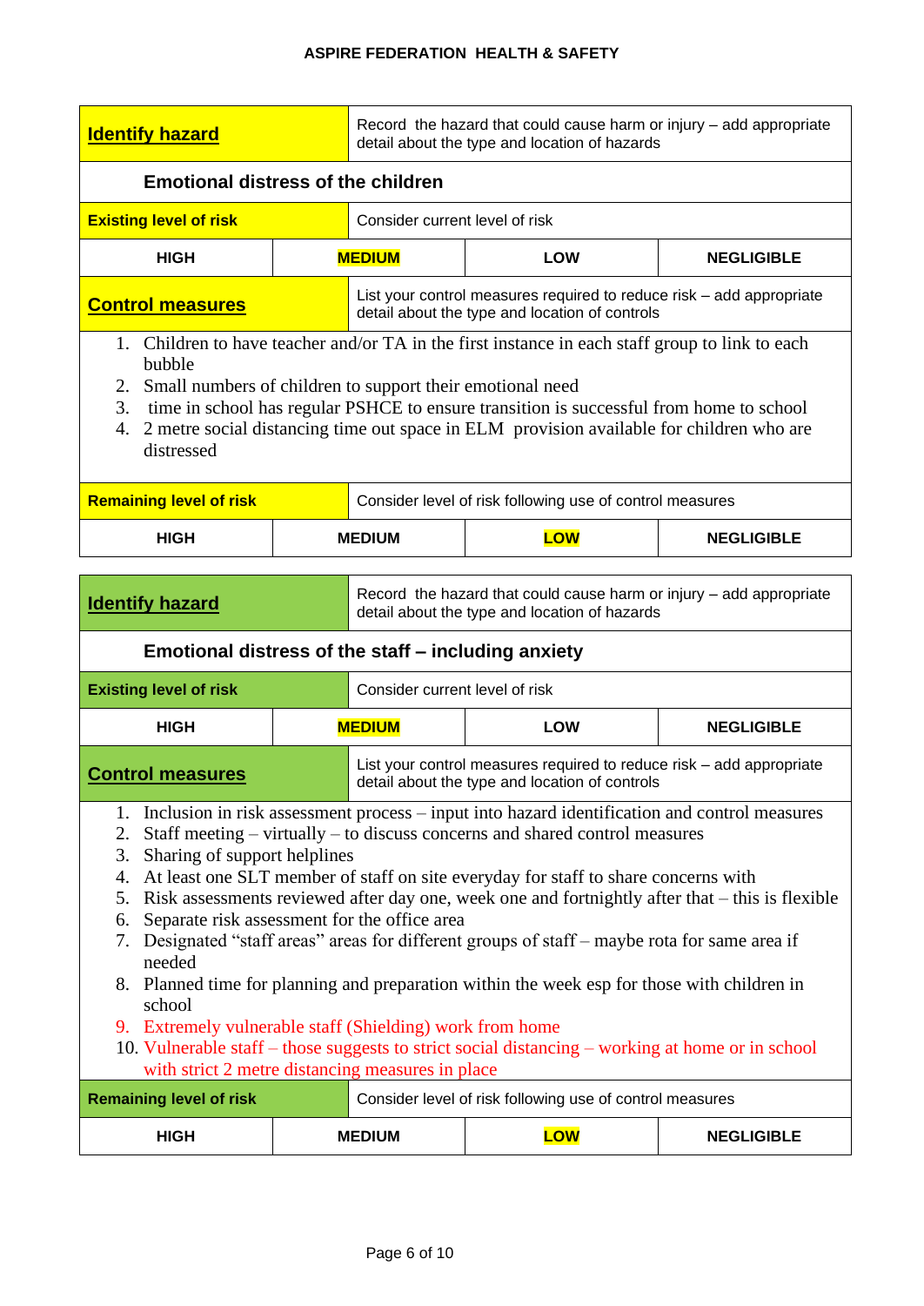| **Identify hazard** | Record the hazard that could cause harm or injury – add appropriate detail about the type and location of hazards | | |
|---|---|---|---|
| **Emotional distress of the children** | | | |
| **Existing level of risk** | Consider current level of risk | | |
| **HIGH** | **MEDIUM** | **LOW** | **NEGLIGIBLE** |
| **Control measures** | List your control measures required to reduce risk – add appropriate detail about the type and location of controls | | |
| 1. Children to have teacher and/or TA in the first instance in each staff group to link to each bubble<br>2. Small numbers of children to support their emotional need<br>3. time in school has regular PSHCE to ensure transition is successful from home to school<br>4. 2 metre social distancing time out space in ELM provision available for children who are distressed | | | |
| **Remaining level of risk** | Consider level of risk following use of control measures | | |
| **HIGH** | **MEDIUM** | **LOW** | **NEGLIGIBLE** |

| **Identify hazard** | Record the hazard that could cause harm or injury – add appropriate detail about the type and location of hazards | | |
|---|---|---|---|
| **Emotional distress of the staff – including anxiety** | | | |
| **Existing level of risk** | Consider current level of risk | | |
| **HIGH** | **MEDIUM** | **LOW** | **NEGLIGIBLE** |
| **Control measures** | List your control measures required to reduce risk – add appropriate detail about the type and location of controls | | |
| 1. Inclusion in risk assessment process – input into hazard identification and control measures<br>2. Staff meeting – virtually – to discuss concerns and shared control measures<br>3. Sharing of support helplines<br>4. At least one SLT member of staff on site everyday for staff to share concerns with<br>5. Risk assessments reviewed after day one, week one and fortnightly after that – this is flexible<br>6. Separate risk assessment for the office area<br>7. Designated "staff areas" areas for different groups of staff – maybe rota for same area if needed<br>8. Planned time for planning and preparation within the week esp for those with children in school<br>9. Extremely vulnerable staff (Shielding) work from home<br>10. Vulnerable staff – those suggests to strict social distancing – working at home or in school with strict 2 metre distancing measures in place | | | |
| **Remaining level of risk** | Consider level of risk following use of control measures | | |
| **HIGH** | **MEDIUM** | **LOW** | **NEGLIGIBLE** |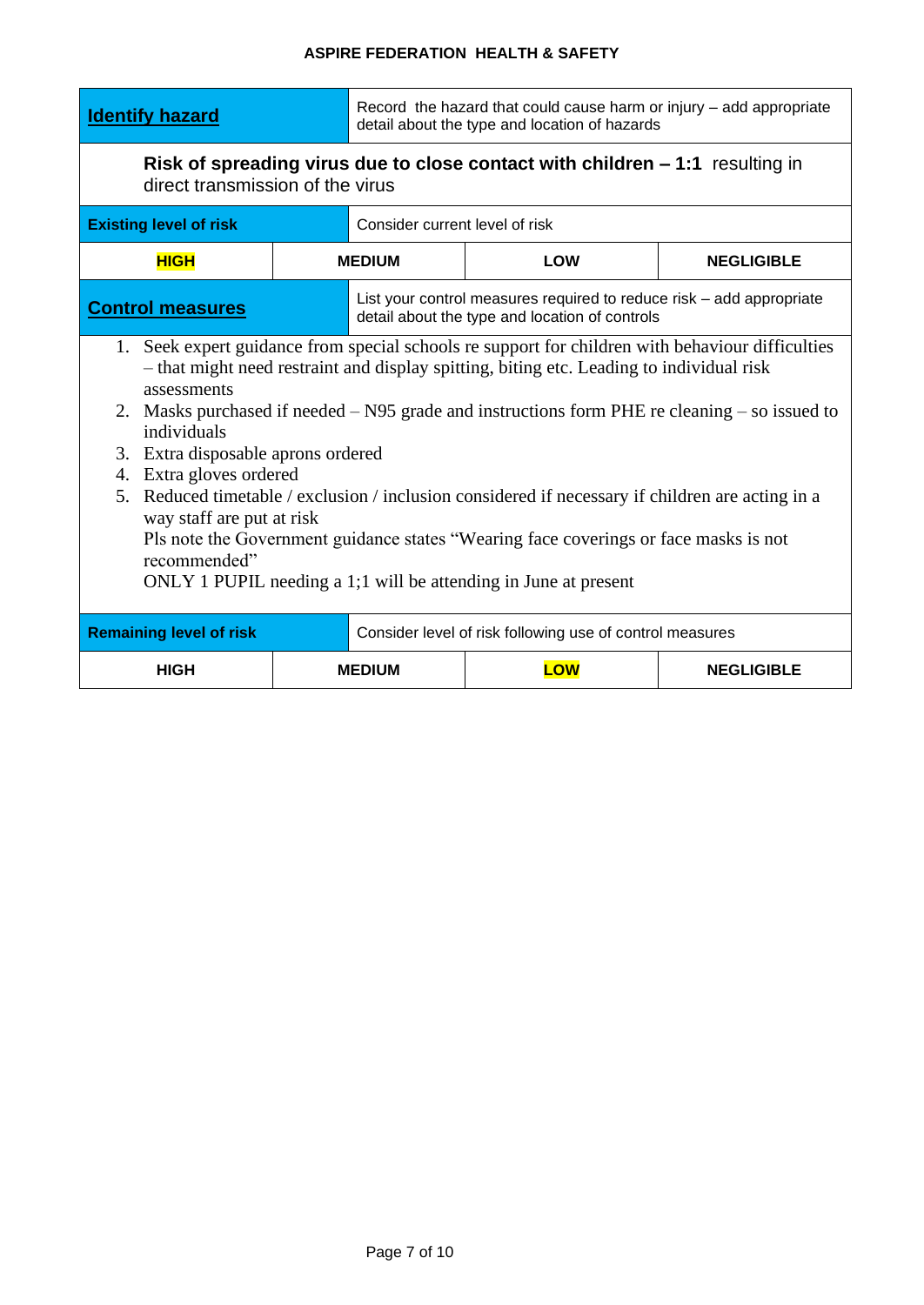| **Identify hazard** | Record the hazard that could cause harm or injury – add appropriate detail about the type and location of hazards | | |
|---|---|---|---|
| **Risk of spreading virus due to close contact with children – 1:1** resulting in direct transmission of the virus | | | |
| **Existing level of risk** | Consider current level of risk | | |
| **HIGH** | **MEDIUM** | **LOW** | **NEGLIGIBLE** |
| **Control measures** | List your control measures required to reduce risk – add appropriate detail about the type and location of controls | | |

1. Seek expert guidance from special schools re support for children with behaviour difficulties – that might need restraint and display spitting, biting etc. Leading to individual risk assessments
2. Masks purchased if needed – N95 grade and instructions form PHE re cleaning – so issued to individuals
3. Extra disposable aprons ordered
4. Extra gloves ordered
5. Reduced timetable / exclusion / inclusion considered if necessary if children are acting in a way staff are put at risk

   Pls note the Government guidance states "Wearing face coverings or face masks is not recommended"

   ONLY 1 PUPIL needing a 1;1 will be attending in June at present

| **Remaining level of risk** | Consider level of risk following use of control measures | | |
|---|---|---|---|
| **HIGH** | **MEDIUM** | **LOW** | **NEGLIGIBLE** |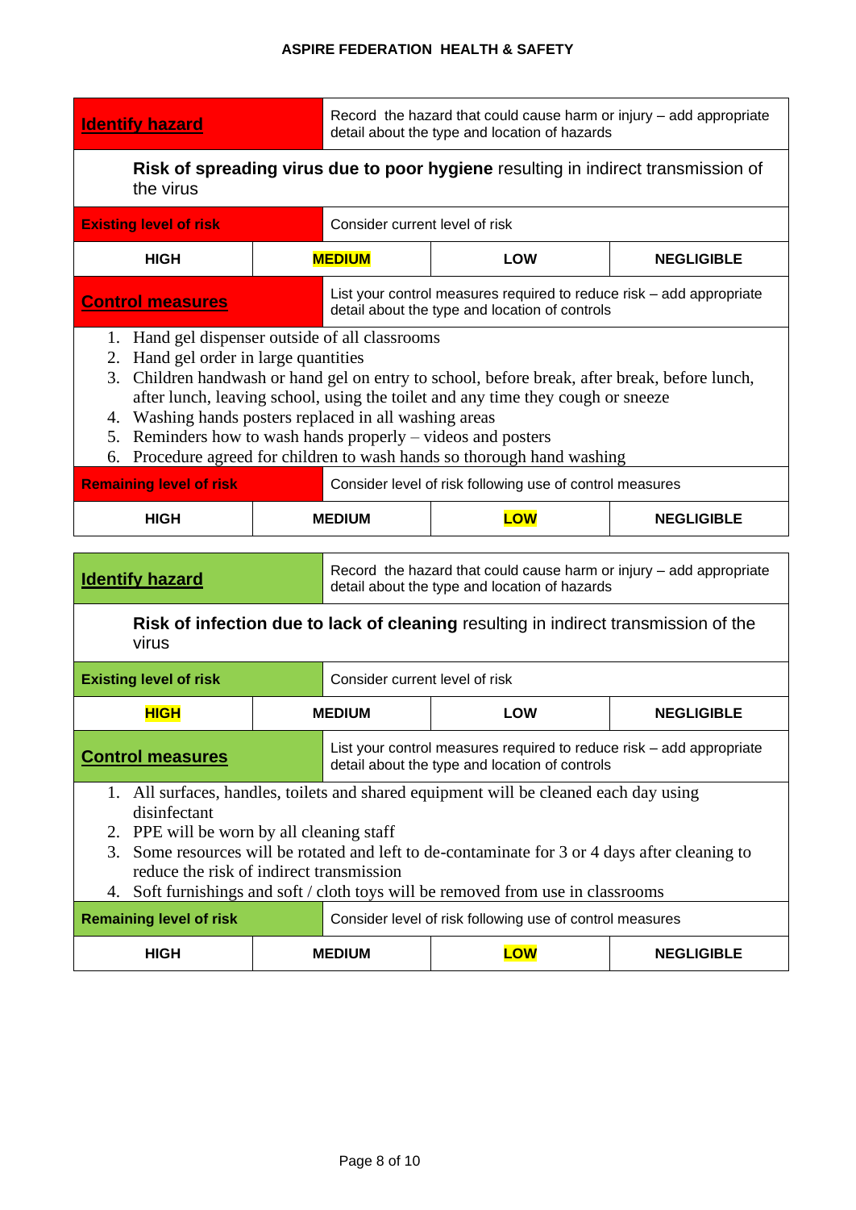| **Identify hazard** | Record the hazard that could cause harm or injury – add appropriate detail about the type and location of hazards | | |
|---|---|---|---|
| **Risk of spreading virus due to poor hygiene** resulting in indirect transmission of the virus | | | |
| **Existing level of risk** | Consider current level of risk | | |
| HIGH | **MEDIUM** | LOW | NEGLIGIBLE |
| **Control measures** | List your control measures required to reduce risk – add appropriate detail about the type and location of controls | | |

1. Hand gel dispenser outside of all classrooms
2. Hand gel order in large quantities
3. Children handwash or hand gel on entry to school, before break, after break, before lunch, after lunch, leaving school, using the toilet and any time they cough or sneeze
4. Washing hands posters replaced in all washing areas
5. Reminders how to wash hands properly – videos and posters
6. Procedure agreed for children to wash hands so thorough hand washing

| **Remaining level of risk** | Consider level of risk following use of control measures | | |
|---|---|---|---|
| HIGH | MEDIUM | **LOW** | NEGLIGIBLE |

| **Identify hazard** | Record the hazard that could cause harm or injury – add appropriate detail about the type and location of hazards | | |
|---|---|---|---|
| **Risk of infection due to lack of cleaning** resulting in indirect transmission of the virus | | | |
| **Existing level of risk** | Consider current level of risk | | |
| **HIGH** | MEDIUM | LOW | NEGLIGIBLE |
| **Control measures** | List your control measures required to reduce risk – add appropriate detail about the type and location of controls | | |

1. All surfaces, handles, toilets and shared equipment will be cleaned each day using disinfectant
2. PPE will be worn by all cleaning staff
3. Some resources will be rotated and left to de-contaminate for 3 or 4 days after cleaning to reduce the risk of indirect transmission
4. Soft furnishings and soft / cloth toys will be removed from use in classrooms

| **Remaining level of risk** | Consider level of risk following use of control measures | | |
|---|---|---|---|
| HIGH | MEDIUM | **LOW** | NEGLIGIBLE |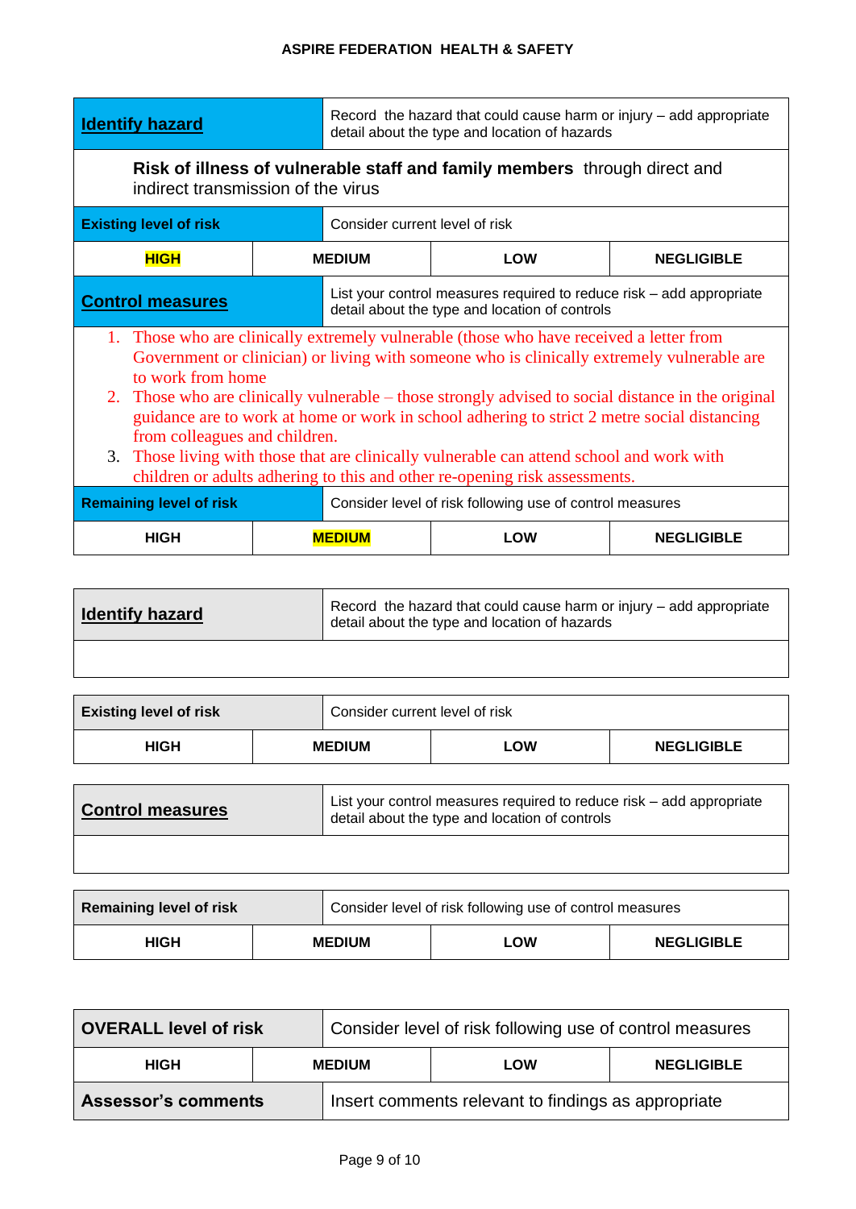| **Identify hazard** | Record the hazard that could cause harm or injury – add appropriate detail about the type and location of hazards | | |
|---|---|---|---|
| **Risk of illness of vulnerable staff and family members** through direct and indirect transmission of the virus | | | |
| **Existing level of risk** | Consider current level of risk | | |
| **HIGH** | MEDIUM | LOW | NEGLIGIBLE |
| **Control measures** | List your control measures required to reduce risk – add appropriate detail about the type and location of controls | | |
| 1. Those who are clinically extremely vulnerable (those who have received a letter from Government or clinician) or living with someone who is clinically extremely vulnerable are to work from home<br>2. Those who are clinically vulnerable – those strongly advised to social distance in the original guidance are to work at home or work in school adhering to strict 2 metre social distancing from colleagues and children.<br>3. Those living with those that are clinically vulnerable can attend school and work with children or adults adhering to this and other re-opening risk assessments. | | | |
| **Remaining level of risk** | Consider level of risk following use of control measures | | |
| HIGH | **MEDIUM** | LOW | NEGLIGIBLE |

| **Identify hazard** | Record the hazard that could cause harm or injury – add appropriate detail about the type and location of hazards | | |
|---|---|---|---|
| | | | |

| **Existing level of risk** | Consider current level of risk | | |
|---|---|---|---|
| HIGH | MEDIUM | LOW | NEGLIGIBLE |

| **Control measures** | List your control measures required to reduce risk – add appropriate detail about the type and location of controls |
|---|---|
| | |

| **Remaining level of risk** | Consider level of risk following use of control measures | | |
|---|---|---|---|
| HIGH | MEDIUM | LOW | NEGLIGIBLE |

| **OVERALL level of risk** | Consider level of risk following use of control measures | | |
|---|---|---|---|
| HIGH | MEDIUM | LOW | NEGLIGIBLE |
| **Assessor's comments** | Insert comments relevant to findings as appropriate | | |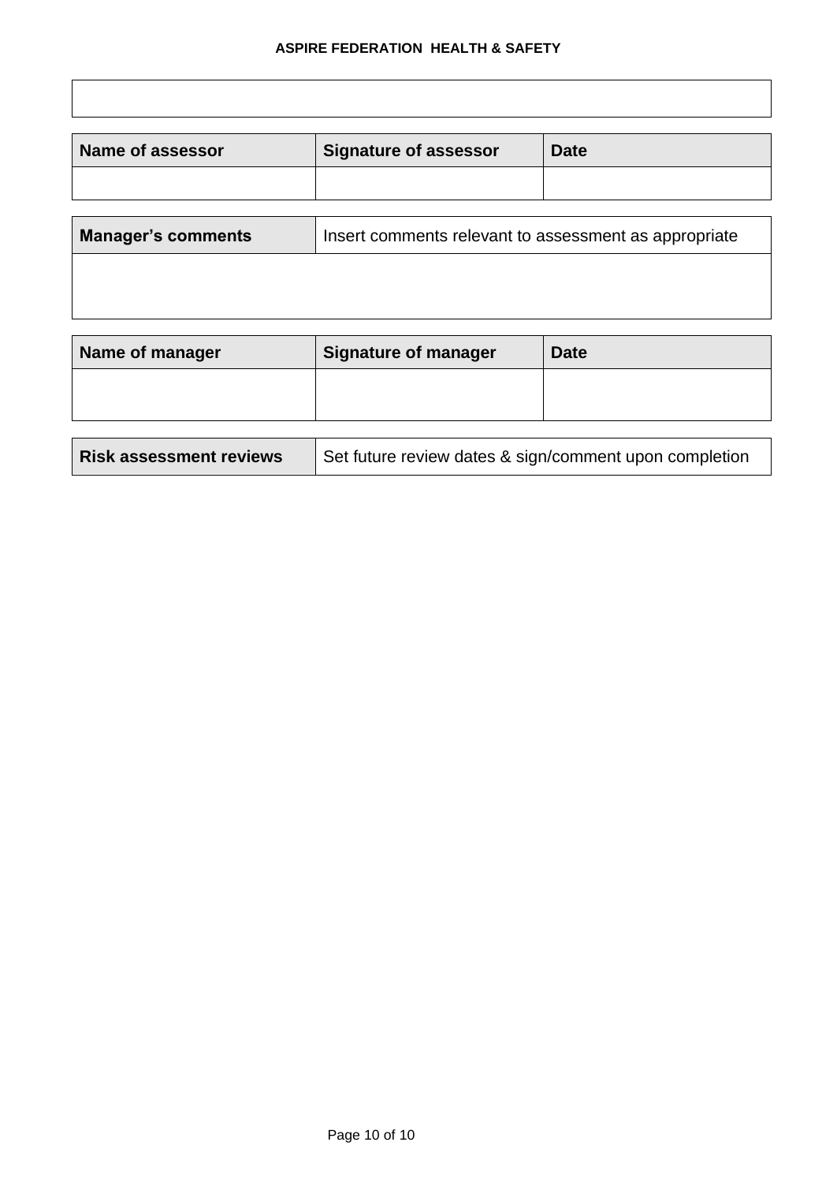| |
|---|
| |

| Name of assessor | Signature of assessor | Date |
|---|---|---|
| | | |

| Manager's comments | Insert comments relevant to assessment as appropriate |
|---|---|
| | |

| Name of manager | Signature of manager | Date |
|---|---|---|
| | | |

| Risk assessment reviews | Set future review dates & sign/comment upon completion |
|---|---|